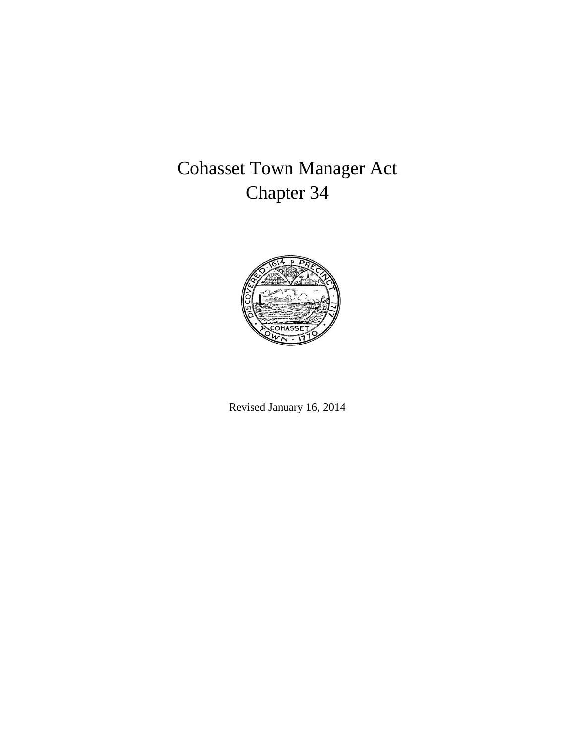# Cohasset Town Manager Act
# Chapter 34

Revised January 16, 2014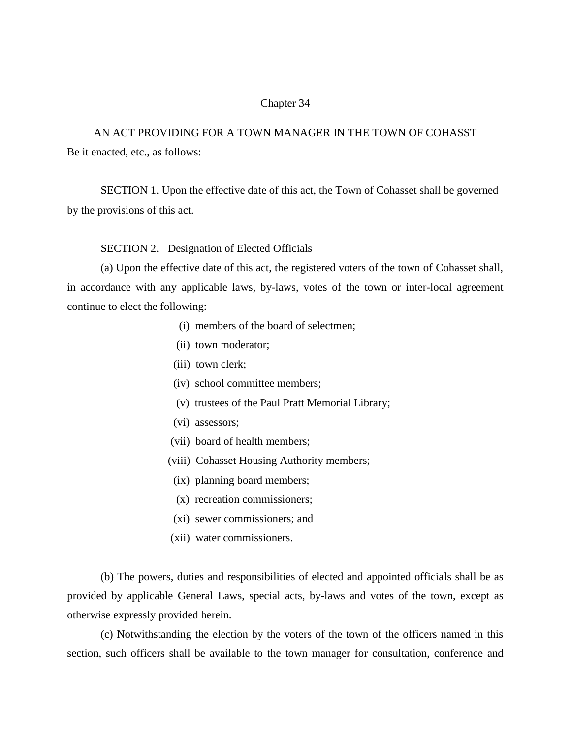Chapter 34

AN ACT PROVIDING FOR A TOWN MANAGER IN THE TOWN OF COHASST

Be it enacted, etc., as follows:

SECTION 1. Upon the effective date of this act, the Town of Cohasset shall be governed by the provisions of this act.

SECTION 2. Designation of Elected Officials

(a) Upon the effective date of this act, the registered voters of the town of Cohasset shall, in accordance with any applicable laws, by-laws, votes of the town or inter-local agreement continue to elect the following:

(i) members of the board of selectmen;
(ii) town moderator;
(iii) town clerk;
(iv) school committee members;
(v) trustees of the Paul Pratt Memorial Library;
(vi) assessors;
(vii) board of health members;
(viii) Cohasset Housing Authority members;
(ix) planning board members;
(x) recreation commissioners;
(xi) sewer commissioners; and
(xii) water commissioners.

(b) The powers, duties and responsibilities of elected and appointed officials shall be as provided by applicable General Laws, special acts, by-laws and votes of the town, except as otherwise expressly provided herein.

(c) Notwithstanding the election by the voters of the town of the officers named in this section, such officers shall be available to the town manager for consultation, conference and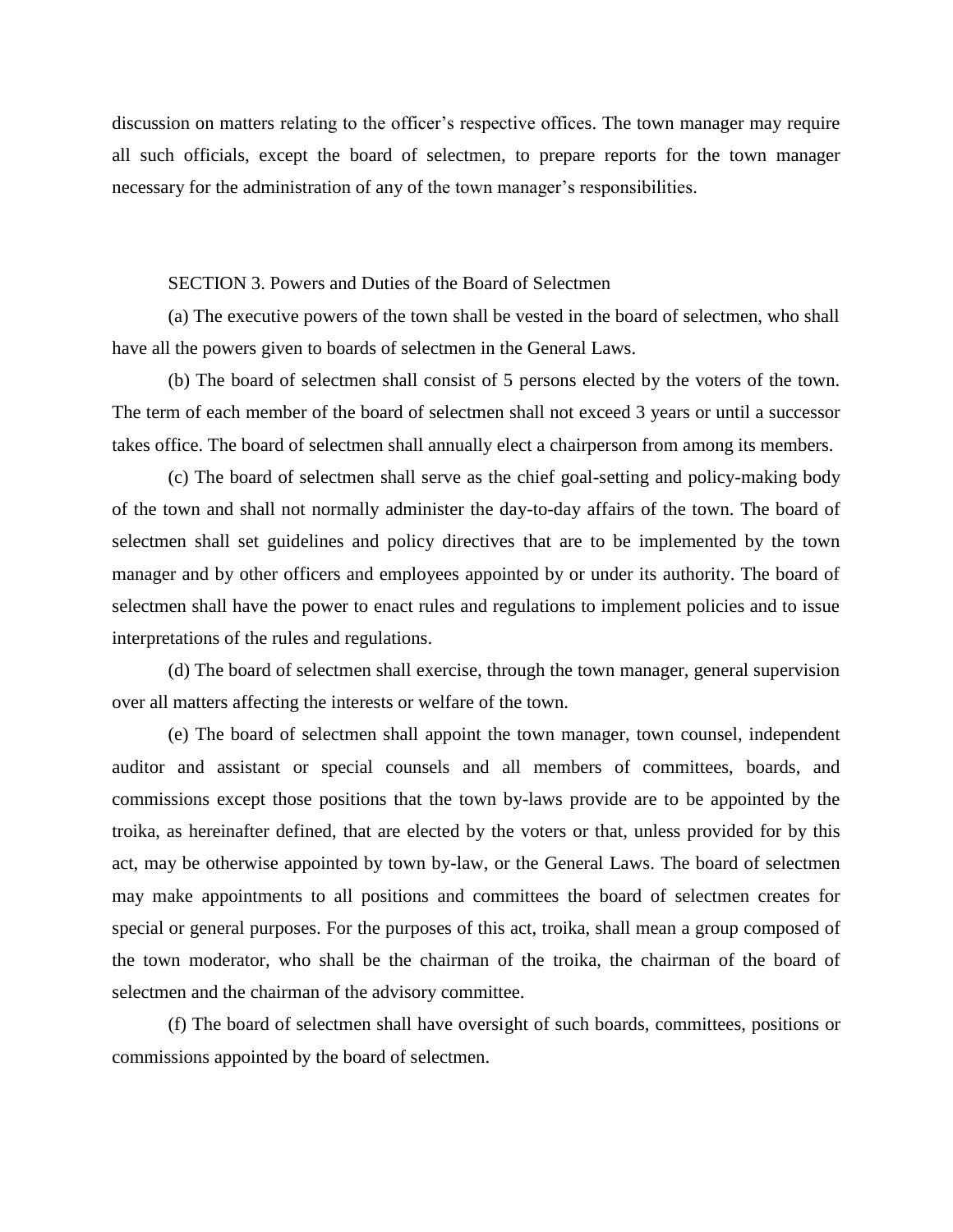discussion on matters relating to the officer's respective offices. The town manager may require all such officials, except the board of selectmen, to prepare reports for the town manager necessary for the administration of any of the town manager's responsibilities.

SECTION 3. Powers and Duties of the Board of Selectmen

(a) The executive powers of the town shall be vested in the board of selectmen, who shall have all the powers given to boards of selectmen in the General Laws.

(b) The board of selectmen shall consist of 5 persons elected by the voters of the town. The term of each member of the board of selectmen shall not exceed 3 years or until a successor takes office. The board of selectmen shall annually elect a chairperson from among its members.

(c) The board of selectmen shall serve as the chief goal-setting and policy-making body of the town and shall not normally administer the day-to-day affairs of the town. The board of selectmen shall set guidelines and policy directives that are to be implemented by the town manager and by other officers and employees appointed by or under its authority. The board of selectmen shall have the power to enact rules and regulations to implement policies and to issue interpretations of the rules and regulations.

(d) The board of selectmen shall exercise, through the town manager, general supervision over all matters affecting the interests or welfare of the town.

(e) The board of selectmen shall appoint the town manager, town counsel, independent auditor and assistant or special counsels and all members of committees, boards, and commissions except those positions that the town by-laws provide are to be appointed by the troika, as hereinafter defined, that are elected by the voters or that, unless provided for by this act, may be otherwise appointed by town by-law, or the General Laws. The board of selectmen may make appointments to all positions and committees the board of selectmen creates for special or general purposes. For the purposes of this act, troika, shall mean a group composed of the town moderator, who shall be the chairman of the troika, the chairman of the board of selectmen and the chairman of the advisory committee.

(f) The board of selectmen shall have oversight of such boards, committees, positions or commissions appointed by the board of selectmen.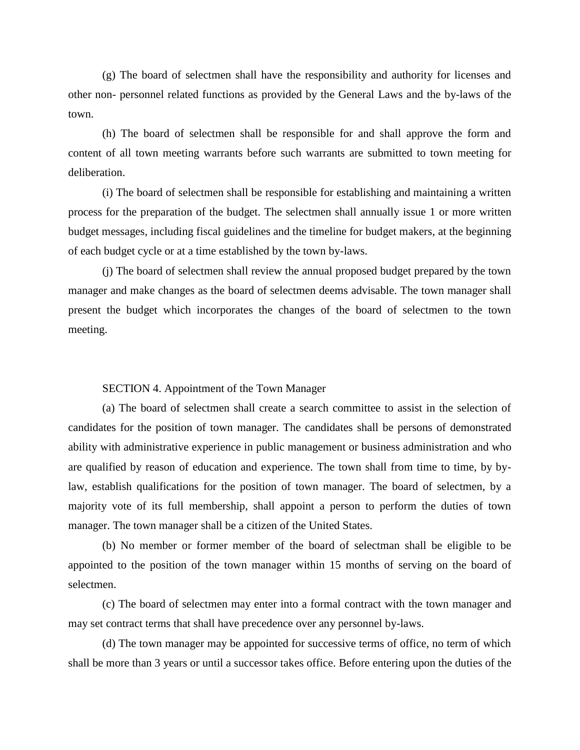(g) The board of selectmen shall have the responsibility and authority for licenses and other non- personnel related functions as provided by the General Laws and the by-laws of the town.

(h) The board of selectmen shall be responsible for and shall approve the form and content of all town meeting warrants before such warrants are submitted to town meeting for deliberation.

(i) The board of selectmen shall be responsible for establishing and maintaining a written process for the preparation of the budget. The selectmen shall annually issue 1 or more written budget messages, including fiscal guidelines and the timeline for budget makers, at the beginning of each budget cycle or at a time established by the town by-laws.

(j) The board of selectmen shall review the annual proposed budget prepared by the town manager and make changes as the board of selectmen deems advisable. The town manager shall present the budget which incorporates the changes of the board of selectmen to the town meeting.

SECTION 4. Appointment of the Town Manager

(a) The board of selectmen shall create a search committee to assist in the selection of candidates for the position of town manager. The candidates shall be persons of demonstrated ability with administrative experience in public management or business administration and who are qualified by reason of education and experience. The town shall from time to time, by by-law, establish qualifications for the position of town manager. The board of selectmen, by a majority vote of its full membership, shall appoint a person to perform the duties of town manager. The town manager shall be a citizen of the United States.

(b) No member or former member of the board of selectman shall be eligible to be appointed to the position of the town manager within 15 months of serving on the board of selectmen.

(c) The board of selectmen may enter into a formal contract with the town manager and may set contract terms that shall have precedence over any personnel by-laws.

(d) The town manager may be appointed for successive terms of office, no term of which shall be more than 3 years or until a successor takes office. Before entering upon the duties of the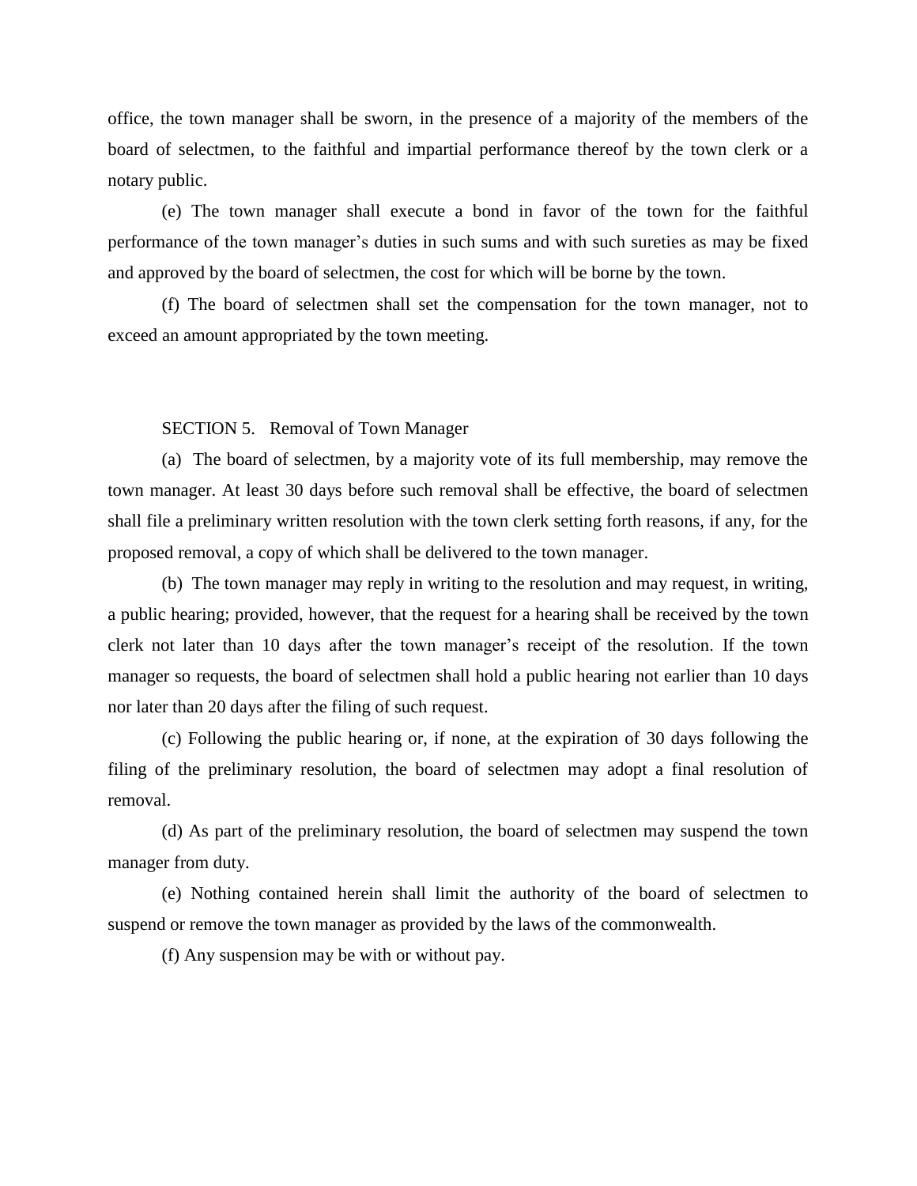office, the town manager shall be sworn, in the presence of a majority of the members of the board of selectmen, to the faithful and impartial performance thereof by the town clerk or a notary public.

(e) The town manager shall execute a bond in favor of the town for the faithful performance of the town manager's duties in such sums and with such sureties as may be fixed and approved by the board of selectmen, the cost for which will be borne by the town.

(f) The board of selectmen shall set the compensation for the town manager, not to exceed an amount appropriated by the town meeting.

## SECTION 5. Removal of Town Manager

(a) The board of selectmen, by a majority vote of its full membership, may remove the town manager. At least 30 days before such removal shall be effective, the board of selectmen shall file a preliminary written resolution with the town clerk setting forth reasons, if any, for the proposed removal, a copy of which shall be delivered to the town manager.

(b) The town manager may reply in writing to the resolution and may request, in writing, a public hearing; provided, however, that the request for a hearing shall be received by the town clerk not later than 10 days after the town manager's receipt of the resolution. If the town manager so requests, the board of selectmen shall hold a public hearing not earlier than 10 days nor later than 20 days after the filing of such request.

(c) Following the public hearing or, if none, at the expiration of 30 days following the filing of the preliminary resolution, the board of selectmen may adopt a final resolution of removal.

(d) As part of the preliminary resolution, the board of selectmen may suspend the town manager from duty.

(e) Nothing contained herein shall limit the authority of the board of selectmen to suspend or remove the town manager as provided by the laws of the commonwealth.

(f) Any suspension may be with or without pay.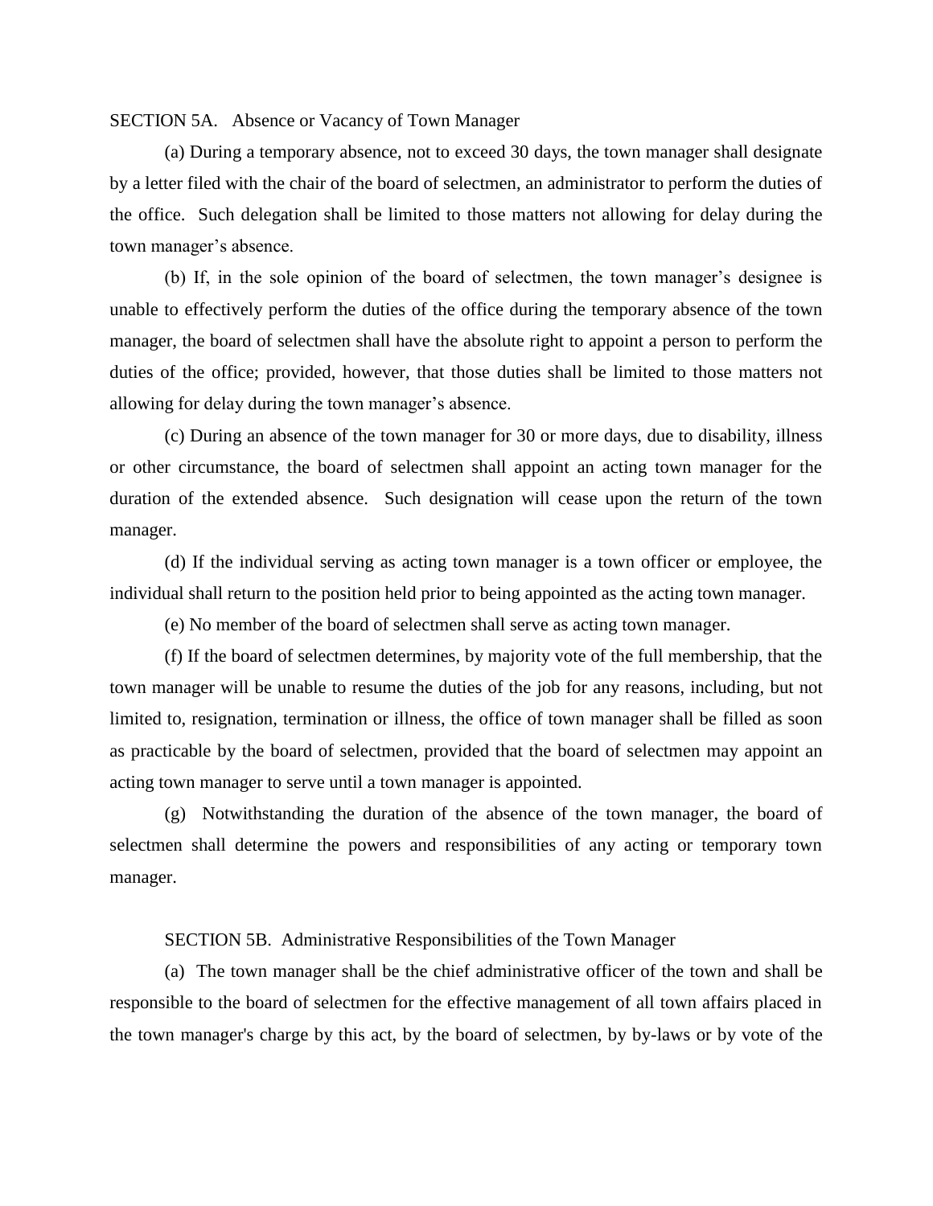SECTION 5A. Absence or Vacancy of Town Manager

(a) During a temporary absence, not to exceed 30 days, the town manager shall designate by a letter filed with the chair of the board of selectmen, an administrator to perform the duties of the office. Such delegation shall be limited to those matters not allowing for delay during the town manager's absence.

(b) If, in the sole opinion of the board of selectmen, the town manager's designee is unable to effectively perform the duties of the office during the temporary absence of the town manager, the board of selectmen shall have the absolute right to appoint a person to perform the duties of the office; provided, however, that those duties shall be limited to those matters not allowing for delay during the town manager's absence.

(c) During an absence of the town manager for 30 or more days, due to disability, illness or other circumstance, the board of selectmen shall appoint an acting town manager for the duration of the extended absence. Such designation will cease upon the return of the town manager.

(d) If the individual serving as acting town manager is a town officer or employee, the individual shall return to the position held prior to being appointed as the acting town manager.

(e) No member of the board of selectmen shall serve as acting town manager.

(f) If the board of selectmen determines, by majority vote of the full membership, that the town manager will be unable to resume the duties of the job for any reasons, including, but not limited to, resignation, termination or illness, the office of town manager shall be filled as soon as practicable by the board of selectmen, provided that the board of selectmen may appoint an acting town manager to serve until a town manager is appointed.

(g) Notwithstanding the duration of the absence of the town manager, the board of selectmen shall determine the powers and responsibilities of any acting or temporary town manager.

SECTION 5B. Administrative Responsibilities of the Town Manager

(a) The town manager shall be the chief administrative officer of the town and shall be responsible to the board of selectmen for the effective management of all town affairs placed in the town manager's charge by this act, by the board of selectmen, by by-laws or by vote of the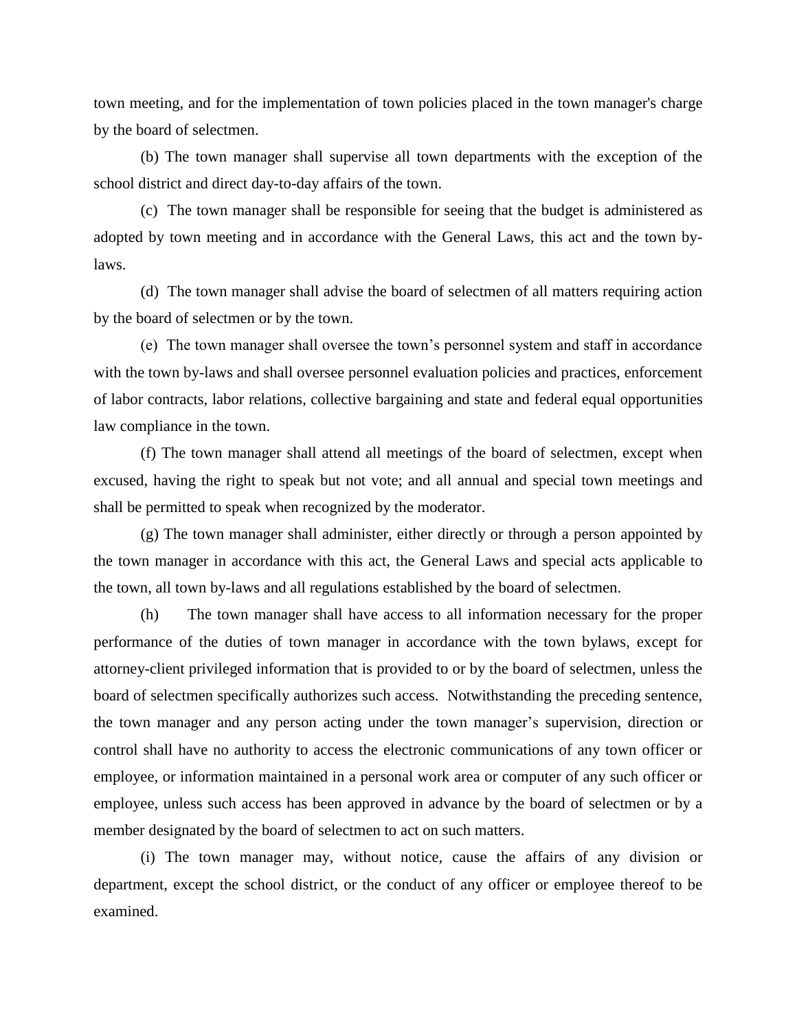town meeting, and for the implementation of town policies placed in the town manager's charge by the board of selectmen.

(b) The town manager shall supervise all town departments with the exception of the school district and direct day-to-day affairs of the town.

(c) The town manager shall be responsible for seeing that the budget is administered as adopted by town meeting and in accordance with the General Laws, this act and the town by-laws.

(d) The town manager shall advise the board of selectmen of all matters requiring action by the board of selectmen or by the town.

(e) The town manager shall oversee the town's personnel system and staff in accordance with the town by-laws and shall oversee personnel evaluation policies and practices, enforcement of labor contracts, labor relations, collective bargaining and state and federal equal opportunities law compliance in the town.

(f) The town manager shall attend all meetings of the board of selectmen, except when excused, having the right to speak but not vote; and all annual and special town meetings and shall be permitted to speak when recognized by the moderator.

(g) The town manager shall administer, either directly or through a person appointed by the town manager in accordance with this act, the General Laws and special acts applicable to the town, all town by-laws and all regulations established by the board of selectmen.

(h) The town manager shall have access to all information necessary for the proper performance of the duties of town manager in accordance with the town bylaws, except for attorney-client privileged information that is provided to or by the board of selectmen, unless the board of selectmen specifically authorizes such access. Notwithstanding the preceding sentence, the town manager and any person acting under the town manager's supervision, direction or control shall have no authority to access the electronic communications of any town officer or employee, or information maintained in a personal work area or computer of any such officer or employee, unless such access has been approved in advance by the board of selectmen or by a member designated by the board of selectmen to act on such matters.

(i) The town manager may, without notice, cause the affairs of any division or department, except the school district, or the conduct of any officer or employee thereof to be examined.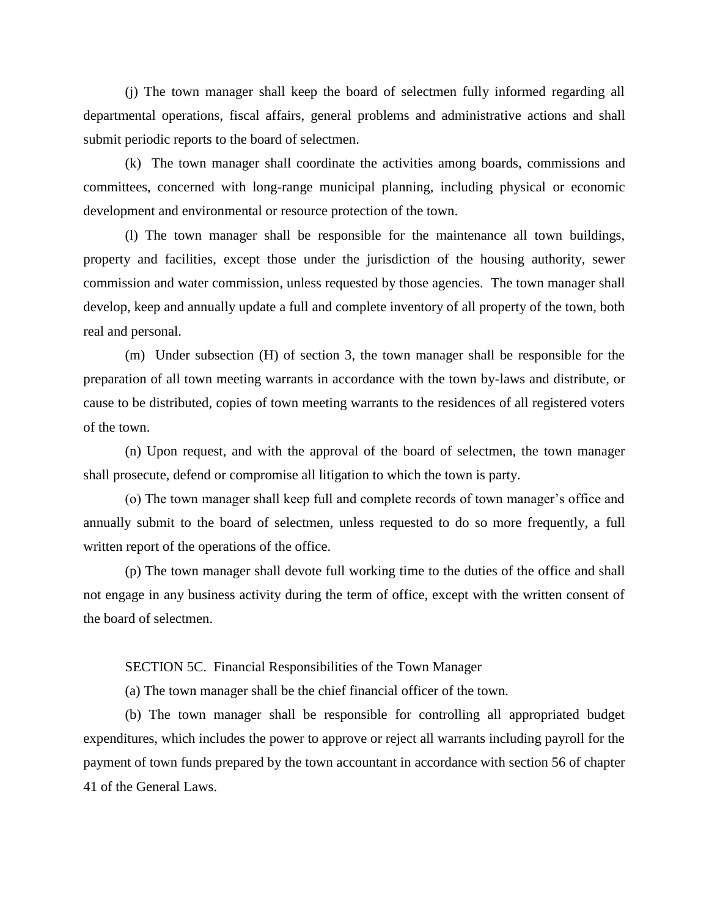(j) The town manager shall keep the board of selectmen fully informed regarding all departmental operations, fiscal affairs, general problems and administrative actions and shall submit periodic reports to the board of selectmen.

(k) The town manager shall coordinate the activities among boards, commissions and committees, concerned with long-range municipal planning, including physical or economic development and environmental or resource protection of the town.

(l) The town manager shall be responsible for the maintenance all town buildings, property and facilities, except those under the jurisdiction of the housing authority, sewer commission and water commission, unless requested by those agencies. The town manager shall develop, keep and annually update a full and complete inventory of all property of the town, both real and personal.

(m) Under subsection (H) of section 3, the town manager shall be responsible for the preparation of all town meeting warrants in accordance with the town by-laws and distribute, or cause to be distributed, copies of town meeting warrants to the residences of all registered voters of the town.

(n) Upon request, and with the approval of the board of selectmen, the town manager shall prosecute, defend or compromise all litigation to which the town is party.

(o) The town manager shall keep full and complete records of town manager's office and annually submit to the board of selectmen, unless requested to do so more frequently, a full written report of the operations of the office.

(p) The town manager shall devote full working time to the duties of the office and shall not engage in any business activity during the term of office, except with the written consent of the board of selectmen.

SECTION 5C. Financial Responsibilities of the Town Manager

(a) The town manager shall be the chief financial officer of the town.

(b) The town manager shall be responsible for controlling all appropriated budget expenditures, which includes the power to approve or reject all warrants including payroll for the payment of town funds prepared by the town accountant in accordance with section 56 of chapter 41 of the General Laws.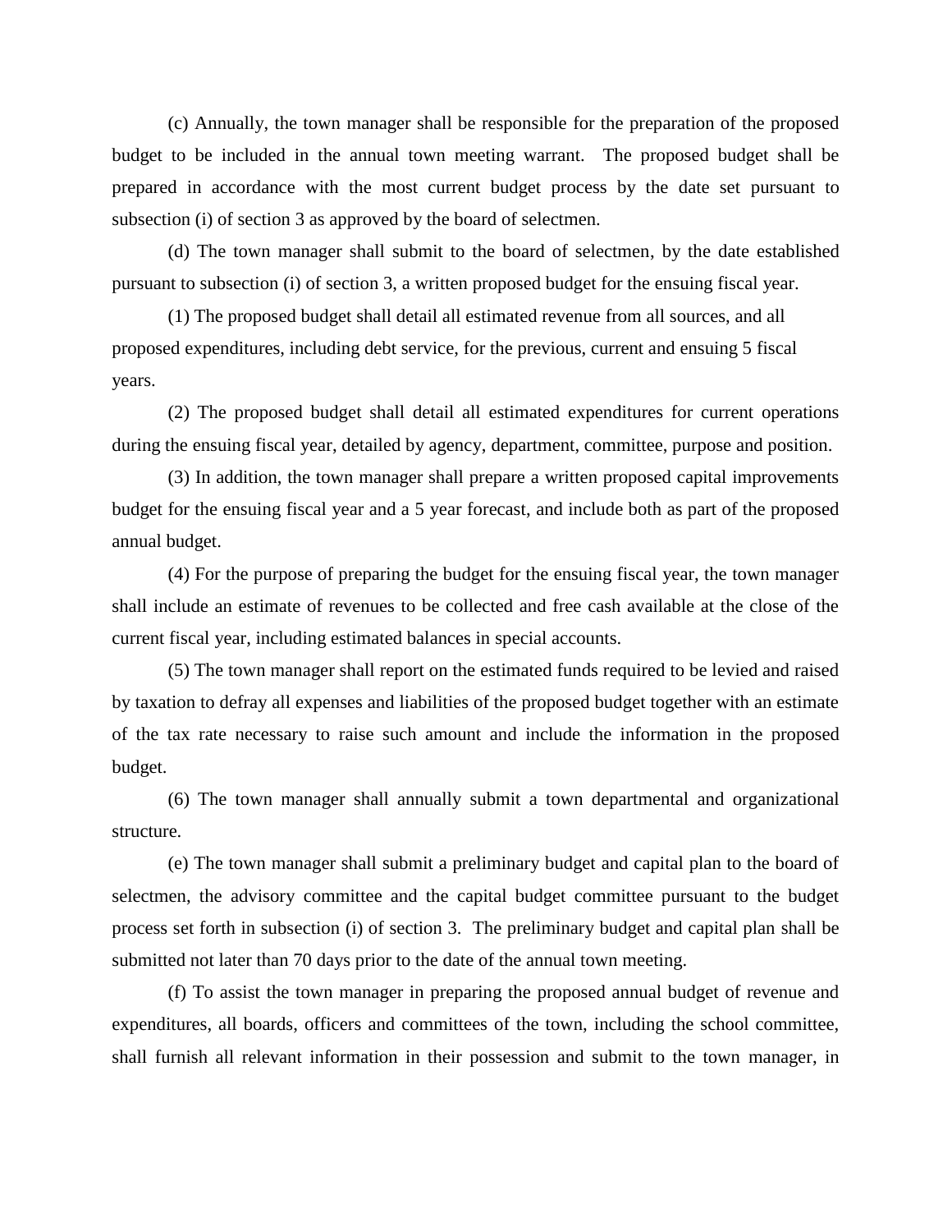(c) Annually, the town manager shall be responsible for the preparation of the proposed budget to be included in the annual town meeting warrant. The proposed budget shall be prepared in accordance with the most current budget process by the date set pursuant to subsection (i) of section 3 as approved by the board of selectmen.

(d) The town manager shall submit to the board of selectmen, by the date established pursuant to subsection (i) of section 3, a written proposed budget for the ensuing fiscal year.

(1) The proposed budget shall detail all estimated revenue from all sources, and all proposed expenditures, including debt service, for the previous, current and ensuing 5 fiscal years.

(2) The proposed budget shall detail all estimated expenditures for current operations during the ensuing fiscal year, detailed by agency, department, committee, purpose and position.

(3) In addition, the town manager shall prepare a written proposed capital improvements budget for the ensuing fiscal year and a 5 year forecast, and include both as part of the proposed annual budget.

(4) For the purpose of preparing the budget for the ensuing fiscal year, the town manager shall include an estimate of revenues to be collected and free cash available at the close of the current fiscal year, including estimated balances in special accounts.

(5) The town manager shall report on the estimated funds required to be levied and raised by taxation to defray all expenses and liabilities of the proposed budget together with an estimate of the tax rate necessary to raise such amount and include the information in the proposed budget.

(6) The town manager shall annually submit a town departmental and organizational structure.

(e) The town manager shall submit a preliminary budget and capital plan to the board of selectmen, the advisory committee and the capital budget committee pursuant to the budget process set forth in subsection (i) of section 3. The preliminary budget and capital plan shall be submitted not later than 70 days prior to the date of the annual town meeting.

(f) To assist the town manager in preparing the proposed annual budget of revenue and expenditures, all boards, officers and committees of the town, including the school committee, shall furnish all relevant information in their possession and submit to the town manager, in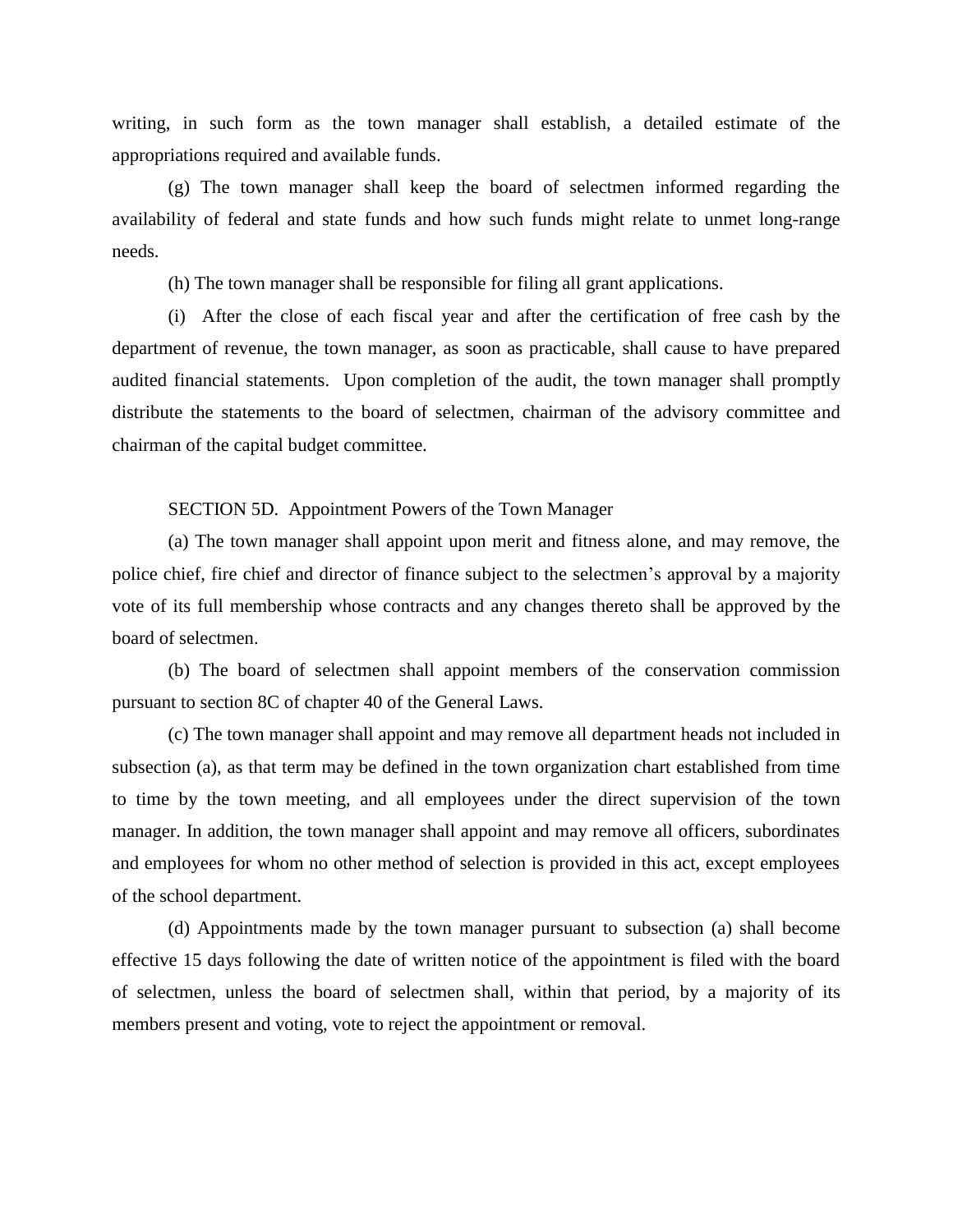writing, in such form as the town manager shall establish, a detailed estimate of the appropriations required and available funds.

(g) The town manager shall keep the board of selectmen informed regarding the availability of federal and state funds and how such funds might relate to unmet long-range needs.

(h) The town manager shall be responsible for filing all grant applications.

(i) After the close of each fiscal year and after the certification of free cash by the department of revenue, the town manager, as soon as practicable, shall cause to have prepared audited financial statements. Upon completion of the audit, the town manager shall promptly distribute the statements to the board of selectmen, chairman of the advisory committee and chairman of the capital budget committee.

SECTION 5D. Appointment Powers of the Town Manager

(a) The town manager shall appoint upon merit and fitness alone, and may remove, the police chief, fire chief and director of finance subject to the selectmen's approval by a majority vote of its full membership whose contracts and any changes thereto shall be approved by the board of selectmen.

(b) The board of selectmen shall appoint members of the conservation commission pursuant to section 8C of chapter 40 of the General Laws.

(c) The town manager shall appoint and may remove all department heads not included in subsection (a), as that term may be defined in the town organization chart established from time to time by the town meeting, and all employees under the direct supervision of the town manager. In addition, the town manager shall appoint and may remove all officers, subordinates and employees for whom no other method of selection is provided in this act, except employees of the school department.

(d) Appointments made by the town manager pursuant to subsection (a) shall become effective 15 days following the date of written notice of the appointment is filed with the board of selectmen, unless the board of selectmen shall, within that period, by a majority of its members present and voting, vote to reject the appointment or removal.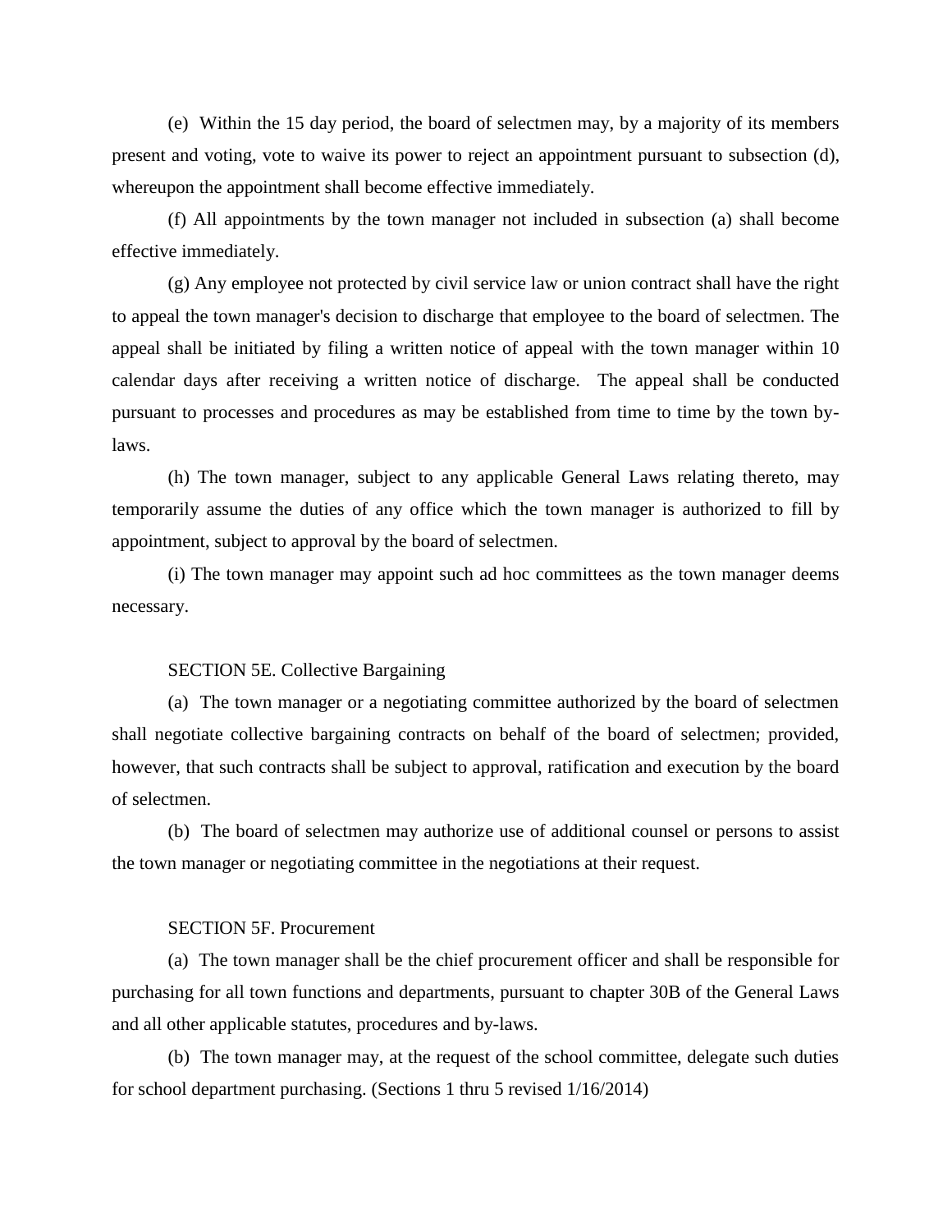(e) Within the 15 day period, the board of selectmen may, by a majority of its members present and voting, vote to waive its power to reject an appointment pursuant to subsection (d), whereupon the appointment shall become effective immediately.

(f) All appointments by the town manager not included in subsection (a) shall become effective immediately.

(g) Any employee not protected by civil service law or union contract shall have the right to appeal the town manager's decision to discharge that employee to the board of selectmen. The appeal shall be initiated by filing a written notice of appeal with the town manager within 10 calendar days after receiving a written notice of discharge. The appeal shall be conducted pursuant to processes and procedures as may be established from time to time by the town by-laws.

(h) The town manager, subject to any applicable General Laws relating thereto, may temporarily assume the duties of any office which the town manager is authorized to fill by appointment, subject to approval by the board of selectmen.

(i) The town manager may appoint such ad hoc committees as the town manager deems necessary.

SECTION 5E. Collective Bargaining

(a) The town manager or a negotiating committee authorized by the board of selectmen shall negotiate collective bargaining contracts on behalf of the board of selectmen; provided, however, that such contracts shall be subject to approval, ratification and execution by the board of selectmen.

(b) The board of selectmen may authorize use of additional counsel or persons to assist the town manager or negotiating committee in the negotiations at their request.

SECTION 5F. Procurement

(a) The town manager shall be the chief procurement officer and shall be responsible for purchasing for all town functions and departments, pursuant to chapter 30B of the General Laws and all other applicable statutes, procedures and by-laws.

(b) The town manager may, at the request of the school committee, delegate such duties for school department purchasing. (Sections 1 thru 5 revised 1/16/2014)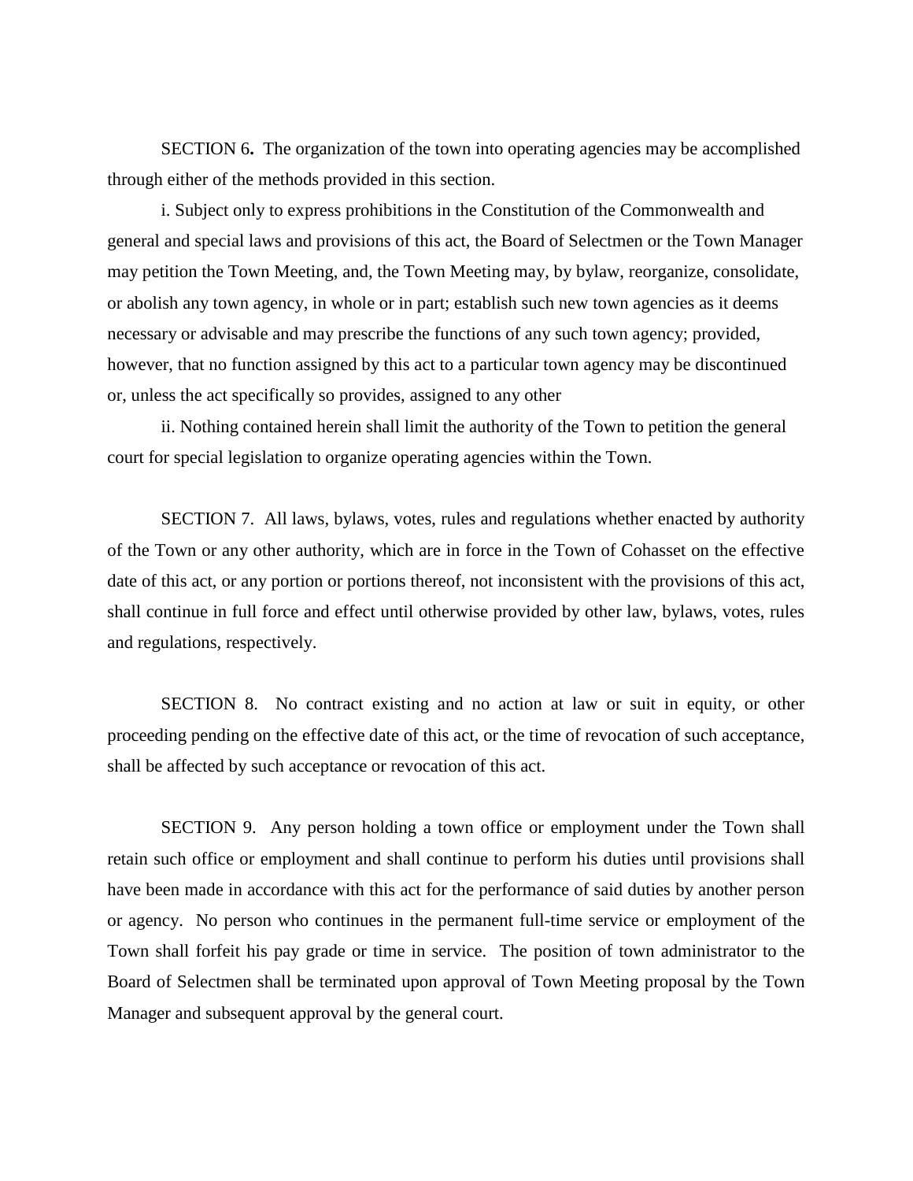SECTION 6**.** The organization of the town into operating agencies may be accomplished through either of the methods provided in this section.

i. Subject only to express prohibitions in the Constitution of the Commonwealth and general and special laws and provisions of this act, the Board of Selectmen or the Town Manager may petition the Town Meeting, and, the Town Meeting may, by bylaw, reorganize, consolidate, or abolish any town agency, in whole or in part; establish such new town agencies as it deems necessary or advisable and may prescribe the functions of any such town agency; provided, however, that no function assigned by this act to a particular town agency may be discontinued or, unless the act specifically so provides, assigned to any other

ii. Nothing contained herein shall limit the authority of the Town to petition the general court for special legislation to organize operating agencies within the Town.

SECTION 7. All laws, bylaws, votes, rules and regulations whether enacted by authority of the Town or any other authority, which are in force in the Town of Cohasset on the effective date of this act, or any portion or portions thereof, not inconsistent with the provisions of this act, shall continue in full force and effect until otherwise provided by other law, bylaws, votes, rules and regulations, respectively.

SECTION 8. No contract existing and no action at law or suit in equity, or other proceeding pending on the effective date of this act, or the time of revocation of such acceptance, shall be affected by such acceptance or revocation of this act.

SECTION 9. Any person holding a town office or employment under the Town shall retain such office or employment and shall continue to perform his duties until provisions shall have been made in accordance with this act for the performance of said duties by another person or agency. No person who continues in the permanent full-time service or employment of the Town shall forfeit his pay grade or time in service. The position of town administrator to the Board of Selectmen shall be terminated upon approval of Town Meeting proposal by the Town Manager and subsequent approval by the general court.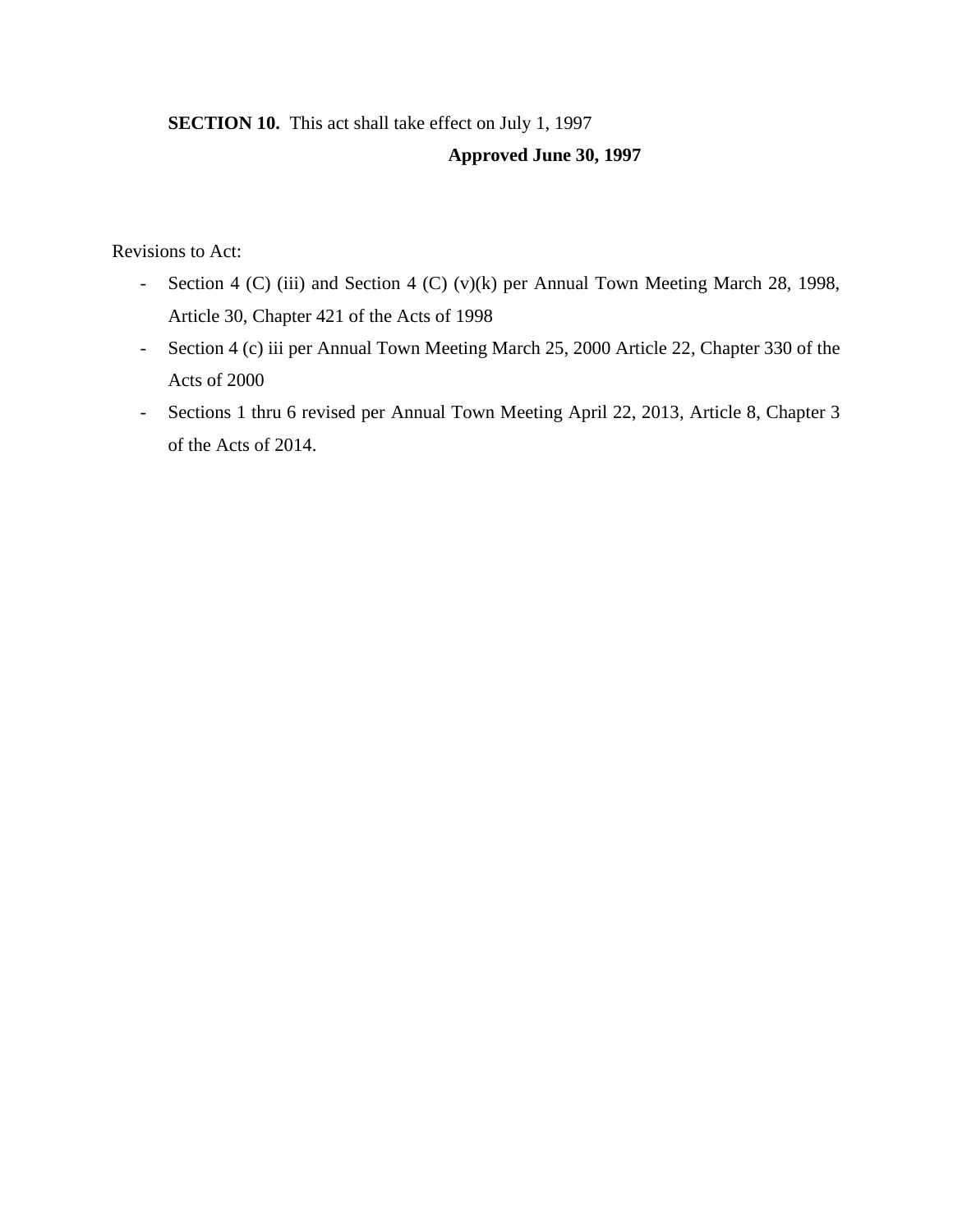**SECTION 10.** This act shall take effect on July 1, 1997

**Approved June 30, 1997**

Revisions to Act:

- Section 4 (C) (iii) and Section 4 (C) (v)(k) per Annual Town Meeting March 28, 1998, Article 30, Chapter 421 of the Acts of 1998
- Section 4 (c) iii per Annual Town Meeting March 25, 2000 Article 22, Chapter 330 of the Acts of 2000
- Sections 1 thru 6 revised per Annual Town Meeting April 22, 2013, Article 8, Chapter 3 of the Acts of 2014.